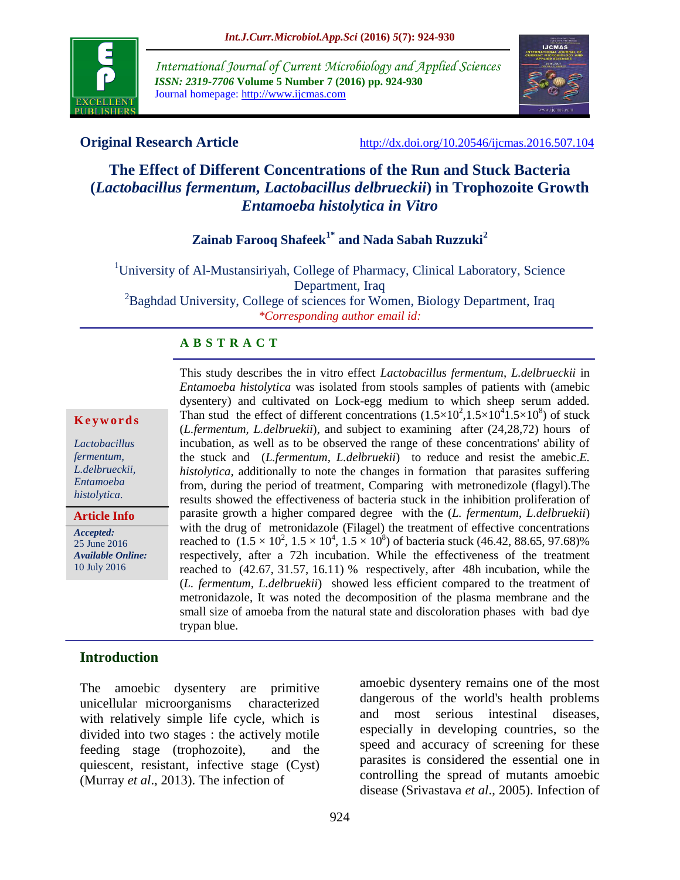**Original Research Article** http://dx.doi.org/10.20546/ijcmas.2016.507.104

# The Effect of Different Concentrations of the Run and Stuck Bacteria (*Lactobacillus fermentum, Lactobacillus delbrueckii*) in Trophozoite Growth *Entamoeba histolytica in Vitro*

**Zainab Farooq Shafeek[1*] and Nada Sabah Ruzzuki[2]**

[1]University of Al-Mustansiriyah, College of Pharmacy, Clinical Laboratory, Science Department, Iraq
[2]Baghdad University, College of sciences for Women, Biology Department, Iraq
*Corresponding author email id:*

## ABSTRACT

This study describes the in vitro effect *Lactobacillus fermentum*, *L.delbrueckii* in *Entamoeba histolytica* was isolated from stools samples of patients with (amebic dysentery) and cultivated on Lock-egg medium to which sheep serum added. Than stud the effect of different concentrations ($1.5\times10^2$,$1.5\times10^4$$1.5\times10^8$) of stuck (*L.fermentum*, *L.delbruekii*), and subject to examining after (24,28,72) hours of incubation, as well as to be observed the range of these concentrations' ability of the stuck and (*L.fermentum*, *L.delbruekii*) to reduce and resist the amebic.*E. histolytica*, additionally to note the changes in formation that parasites suffering from, during the period of treatment, Comparing with metronedizole (flagyl).The results showed the effectiveness of bacteria stuck in the inhibition proliferation of parasite growth a higher compared degree with the (*L. fermentum*, *L.delbruekii*) with the drug of metronidazole (Filagel) the treatment of effective concentrations reached to ($1.5 \times 10^2$, $1.5 \times 10^4$, $1.5 \times 10^8$) of bacteria stuck (46.42, 88.65, 97.68)% respectively, after a 72h incubation. While the effectiveness of the treatment reached to (42.67, 31.57, 16.11) % respectively, after 48h incubation, while the (*L. fermentum*, *L.delbruekii*) showed less efficient compared to the treatment of metronidazole, It was noted the decomposition of the plasma membrane and the small size of amoeba from the natural state and discoloration phases with bad dye trypan blue.

**Keywords**

*Lactobacillus fermentum, L.delbrueckii, Entamoeba histolytica.*

**Article Info**

*Accepted:* 25 June 2016
*Available Online:* 10 July 2016

## Introduction

The amoebic dysentery are primitive unicellular microorganisms characterized with relatively simple life cycle, which is divided into two stages : the actively motile feeding stage (trophozoite), and the quiescent, resistant, infective stage (Cyst) (Murray *et al*., 2013). The infection of amoebic dysentery remains one of the most dangerous of the world's health problems and most serious intestinal diseases, especially in developing countries, so the speed and accuracy of screening for these parasites is considered the essential one in controlling the spread of mutants amoebic disease (Srivastava *et al*., 2005). Infection of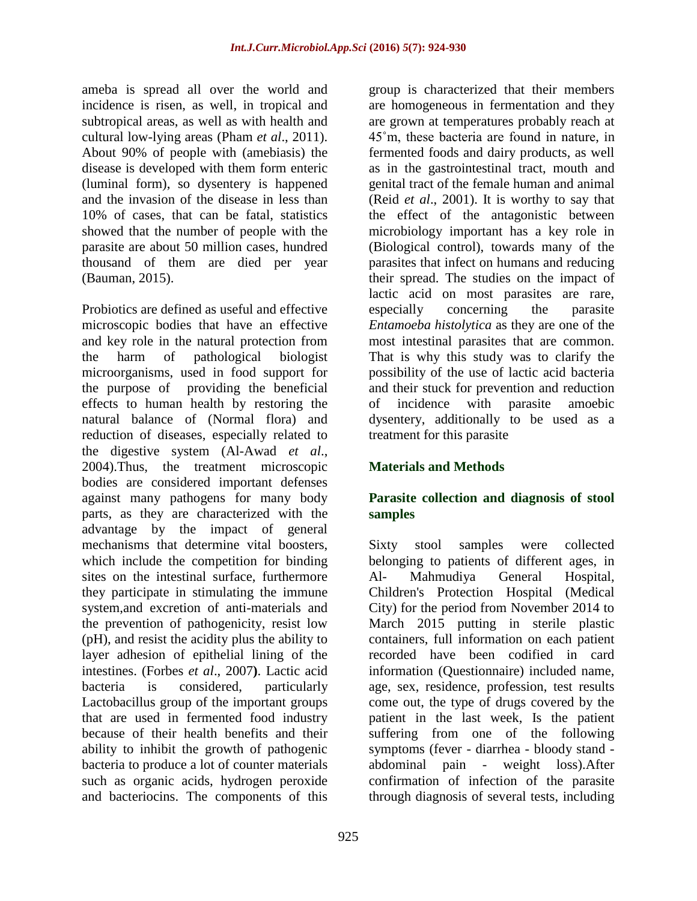ameba is spread all over the world and incidence is risen, as well, in tropical and subtropical areas, as well as with health and cultural low-lying areas (Pham *et al*., 2011). About 90% of people with (amebiasis) the disease is developed with them form enteric (luminal form), so dysentery is happened and the invasion of the disease in less than 10% of cases, that can be fatal, statistics showed that the number of people with the parasite are about 50 million cases, hundred thousand of them are died per year (Bauman, 2015).

Probiotics are defined as useful and effective microscopic bodies that have an effective and key role in the natural protection from the harm of pathological biologist microorganisms, used in food support for the purpose of providing the beneficial effects to human health by restoring the natural balance of (Normal flora) and reduction of diseases, especially related to the digestive system (Al-Awad *et al*., 2004).Thus, the treatment microscopic bodies are considered important defenses against many pathogens for many body parts, as they are characterized with the advantage by the impact of general mechanisms that determine vital boosters, which include the competition for binding sites on the intestinal surface, furthermore they participate in stimulating the immune system,and excretion of anti-materials and the prevention of pathogenicity, resist low (pH), and resist the acidity plus the ability to layer adhesion of epithelial lining of the intestines. (Forbes *et al*., 2007**)**. Lactic acid bacteria is considered, particularly Lactobacillus group of the important groups that are used in fermented food industry because of their health benefits and their ability to inhibit the growth of pathogenic bacteria to produce a lot of counter materials such as organic acids, hydrogen peroxide and bacteriocins. The components of this group is characterized that their members are homogeneous in fermentation and they are grown at temperatures probably reach at 45˚m, these bacteria are found in nature, in fermented foods and dairy products, as well as in the gastrointestinal tract, mouth and genital tract of the female human and animal (Reid *et al*., 2001). It is worthy to say that the effect of the antagonistic between microbiology important has a key role in (Biological control), towards many of the parasites that infect on humans and reducing their spread. The studies on the impact of lactic acid on most parasites are rare, especially concerning the parasite *Entamoeba histolytica* as they are one of the most intestinal parasites that are common. That is why this study was to clarify the possibility of the use of lactic acid bacteria and their stuck for prevention and reduction of incidence with parasite amoebic dysentery, additionally to be used as a treatment for this parasite

## Materials and Methods

### Parasite collection and diagnosis of stool samples

Sixty stool samples were collected belonging to patients of different ages, in Al- Mahmudiya General Hospital, Children's Protection Hospital (Medical City) for the period from November 2014 to March 2015 putting in sterile plastic containers, full information on each patient recorded have been codified in card information (Questionnaire) included name, age, sex, residence, profession, test results come out, the type of drugs covered by the patient in the last week, Is the patient suffering from one of the following symptoms (fever - diarrhea - bloody stand - abdominal pain - weight loss).After confirmation of infection of the parasite through diagnosis of several tests, including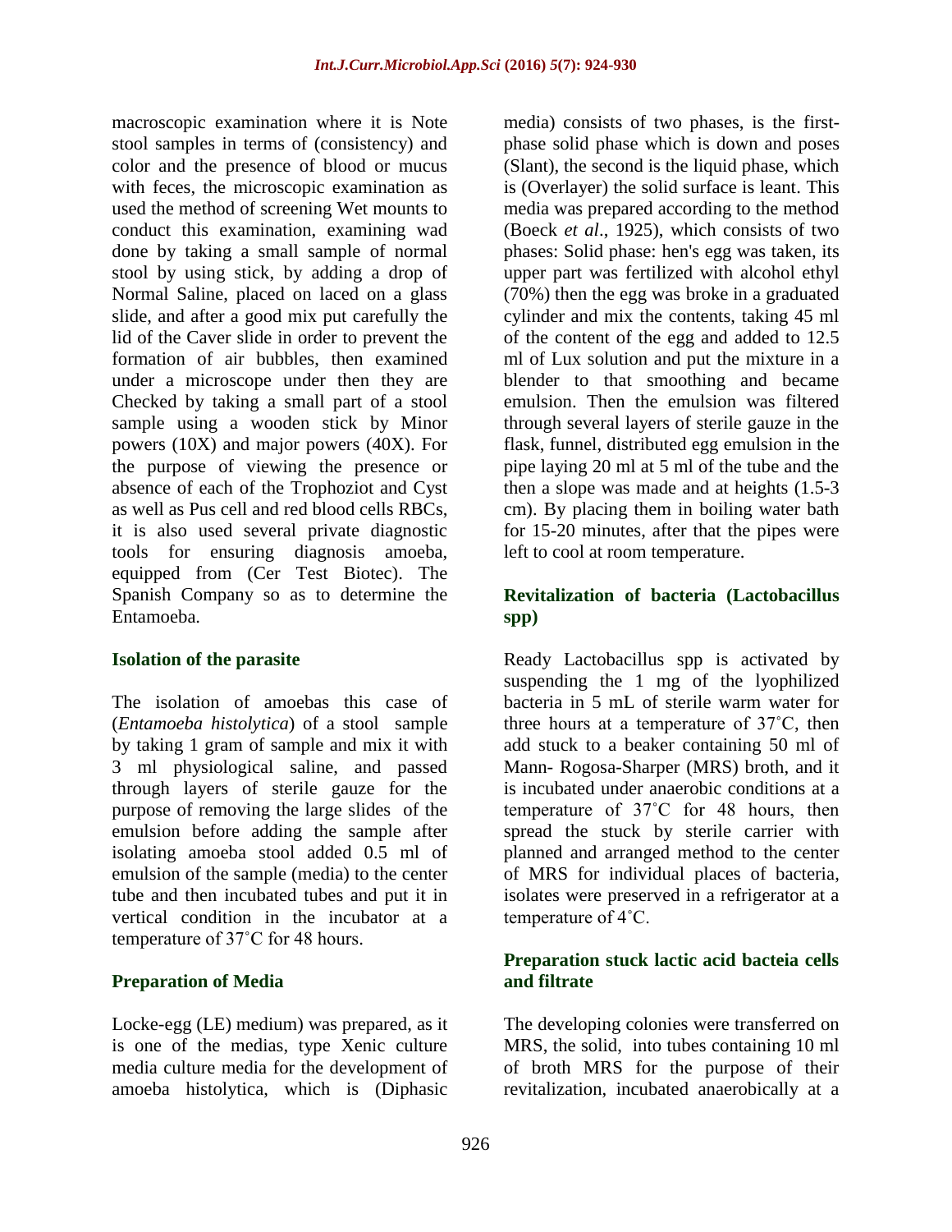macroscopic examination where it is Note stool samples in terms of (consistency) and color and the presence of blood or mucus with feces, the microscopic examination as used the method of screening Wet mounts to conduct this examination, examining wad done by taking a small sample of normal stool by using stick, by adding a drop of Normal Saline, placed on laced on a glass slide, and after a good mix put carefully the lid of the Caver slide in order to prevent the formation of air bubbles, then examined under a microscope under then they are Checked by taking a small part of a stool sample using a wooden stick by Minor powers (10X) and major powers (40X). For the purpose of viewing the presence or absence of each of the Trophoziot and Cyst as well as Pus cell and red blood cells RBCs, it is also used several private diagnostic tools for ensuring diagnosis amoeba, equipped from (Cer Test Biotec). The Spanish Company so as to determine the Entamoeba.

### Isolation of the parasite

The isolation of amoebas this case of (*Entamoeba histolytica*) of a stool sample by taking 1 gram of sample and mix it with 3 ml physiological saline, and passed through layers of sterile gauze for the purpose of removing the large slides of the emulsion before adding the sample after isolating amoeba stool added 0.5 ml of emulsion of the sample (media) to the center tube and then incubated tubes and put it in vertical condition in the incubator at a temperature of 37˚C for 48 hours.

### Preparation of Media

Locke-egg (LE) medium) was prepared, as it is one of the medias, type Xenic culture media culture media for the development of amoeba histolytica, which is (Diphasic media) consists of two phases, is the first-phase solid phase which is down and poses (Slant), the second is the liquid phase, which is (Overlayer) the solid surface is leant. This media was prepared according to the method (Boeck *et al*., 1925), which consists of two phases: Solid phase: hen's egg was taken, its upper part was fertilized with alcohol ethyl (70%) then the egg was broke in a graduated cylinder and mix the contents, taking 45 ml of the content of the egg and added to 12.5 ml of Lux solution and put the mixture in a blender to that smoothing and became emulsion. Then the emulsion was filtered through several layers of sterile gauze in the flask, funnel, distributed egg emulsion in the pipe laying 20 ml at 5 ml of the tube and the then a slope was made and at heights (1.5-3 cm). By placing them in boiling water bath for 15-20 minutes, after that the pipes were left to cool at room temperature.

### Revitalization of bacteria (Lactobacillus spp)

Ready Lactobacillus spp is activated by suspending the 1 mg of the lyophilized bacteria in 5 mL of sterile warm water for three hours at a temperature of 37˚C, then add stuck to a beaker containing 50 ml of Mann- Rogosa-Sharper (MRS) broth, and it is incubated under anaerobic conditions at a temperature of 37˚C for 48 hours, then spread the stuck by sterile carrier with planned and arranged method to the center of MRS for individual places of bacteria, isolates were preserved in a refrigerator at a temperature of 4˚C.

### Preparation stuck lactic acid bacteia cells and filtrate

The developing colonies were transferred on MRS, the solid, into tubes containing 10 ml of broth MRS for the purpose of their revitalization, incubated anaerobically at a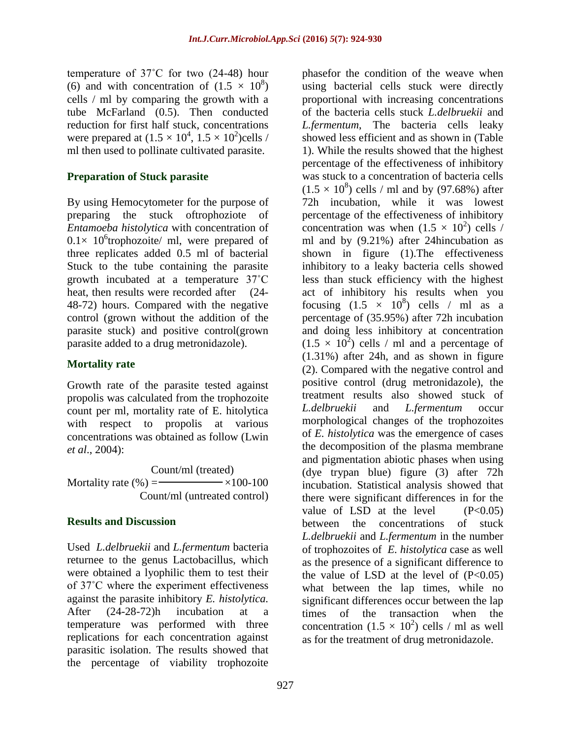temperature of 37˚C for two (24-48) hour (6) and with concentration of $(1.5 \times 10^8)$ cells / ml by comparing the growth with a tube McFarland (0.5). Then conducted reduction for first half stuck, concentrations were prepared at $(1.5 \times 10^4, 1.5 \times 10^2)$cells / ml then used to pollinate cultivated parasite.

### Preparation of Stuck parasite

By using Hemocytometer for the purpose of preparing the stuck oftrophoziote of *Entamoeba histolytica* with concentration of $0.1\times 10^6$trophozoite/ ml, were prepared of three replicates added 0.5 ml of bacterial Stuck to the tube containing the parasite growth incubated at a temperature 37˚C heat, then results were recorded after (24-48-72) hours. Compared with the negative control (grown without the addition of the parasite stuck) and positive control(grown parasite added to a drug metronidazole).

### Mortality rate

Growth rate of the parasite tested against propolis was calculated from the trophozoite count per ml, mortality rate of E. hitolytica with respect to propolis at various concentrations was obtained as follow (Lwin *et al*., 2004):

$$\text{Mortality rate (\%)} = \frac{\text{Count/ml (treated)}}{\text{Count/ml (untreated control)}} \times 100 - 100$$

### Results and Discussion

Used *L.delbruekii* and *L.fermentum* bacteria returnee to the genus Lactobacillus, which were obtained a lyophilic them to test their of 37˚C where the experiment effectiveness against the parasite inhibitory *E. histolytica.* After (24-28-72)h incubation at a temperature was performed with three replications for each concentration against parasitic isolation. The results showed that the percentage of viability trophozoite phasefor the condition of the weave when using bacterial cells stuck were directly proportional with increasing concentrations of the bacteria cells stuck *L.delbruekii* and *L.fermentum*, The bacteria cells leaky showed less efficient and as shown in (Table 1). While the results showed that the highest percentage of the effectiveness of inhibitory was stuck to a concentration of bacteria cells $(1.5 \times 10^8)$ cells / ml and by (97.68%) after 72h incubation, while it was lowest percentage of the effectiveness of inhibitory concentration was when $(1.5 \times 10^2)$ cells / ml and by (9.21%) after 24hincubation as shown in figure (1).The effectiveness inhibitory to a leaky bacteria cells showed less than stuck efficiency with the highest act of inhibitory his results when you focusing $(1.5 \times 10^8)$ cells / ml as a percentage of (35.95%) after 72h incubation and doing less inhibitory at concentration $(1.5 \times 10^2)$ cells / ml and a percentage of (1.31%) after 24h, and as shown in figure (2). Compared with the negative control and positive control (drug metronidazole), the treatment results also showed stuck of *L.delbruekii* and *L.fermentum* occur morphological changes of the trophozoites of *E. histolytica* was the emergence of cases the decomposition of the plasma membrane and pigmentation abiotic phases when using (dye trypan blue) figure (3) after 72h incubation. Statistical analysis showed that there were significant differences in for the value of LSD at the level $(P<0.05)$ between the concentrations of stuck *L.delbruekii* and *L.fermentum* in the number of trophozoites of *E. histolytica* case as well as the presence of a significant difference to the value of LSD at the level of $(P<0.05)$ what between the lap times, while no significant differences occur between the lap times of the transaction when the concentration $(1.5 \times 10^2)$ cells / ml as well as for the treatment of drug metronidazole.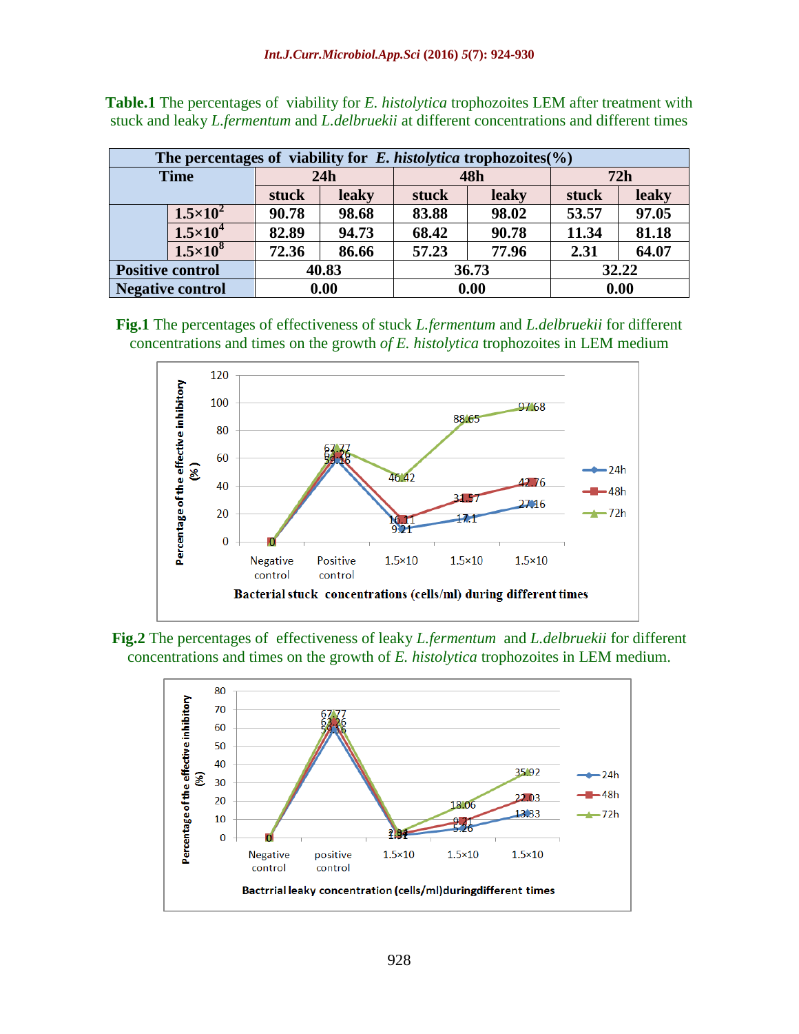**Table.1** The percentages of viability for *E. histolytica* trophozoites LEM after treatment with stuck and leaky *L.fermentum* and *L.delbruekii* at different concentrations and different times

| The percentages of viability for *E. histolytica* trophozoites(%) | | | | | | | |
|---|---|---|---|---|---|---|---|
| Time | | 24h | | 48h | | 72h | |
| | | stuck | leaky | stuck | leaky | stuck | leaky |
| | $1.5\times10^2$ | 90.78 | 98.68 | 83.88 | 98.02 | 53.57 | 97.05 |
| | $1.5\times10^4$ | 82.89 | 94.73 | 68.42 | 90.78 | 11.34 | 81.18 |
| | $1.5\times10^8$ | 72.36 | 86.66 | 57.23 | 77.96 | 2.31 | 64.07 |
| Positive control | | 40.83 | | 36.73 | | 32.22 | |
| Negative control | | 0.00 | | 0.00 | | 0.00 | |

**Fig.1** The percentages of effectiveness of stuck *L.fermentum* and *L.delbruekii* for different concentrations and times on the growth *of E. histolytica* trophozoites in LEM medium

Percentage of the effective inhibitory (%)
120
100
80
60
40
20
0
Negative control
Positive control
1.5×10
1.5×10
1.5×10
67.77
63.26
59.16
46.42
88.65
97.68
16.11
9.21
31.57
17.1
42.76
27.16
0
24h
48h
72h
Bacterial stuck concentrations (cells/ml) during different times

**Fig.2** The percentages of effectiveness of leaky *L.fermentum* and *L.delbruekii* for different concentrations and times on the growth of *E. histolytica* trophozoites in LEM medium.

Percentage of the effective inhibitory (%)
80
70
60
50
40
30
20
10
0
Negative control
positive control
1.5×10
1.5×10
1.5×10
67.77
63.26
59.16
0
2.94
1.97
1.31
18.06
9.21
5.26
35.92
22.03
13.83
24h
48h
72h
Bactrial leaky concentration (cells/ml)duringdifferent times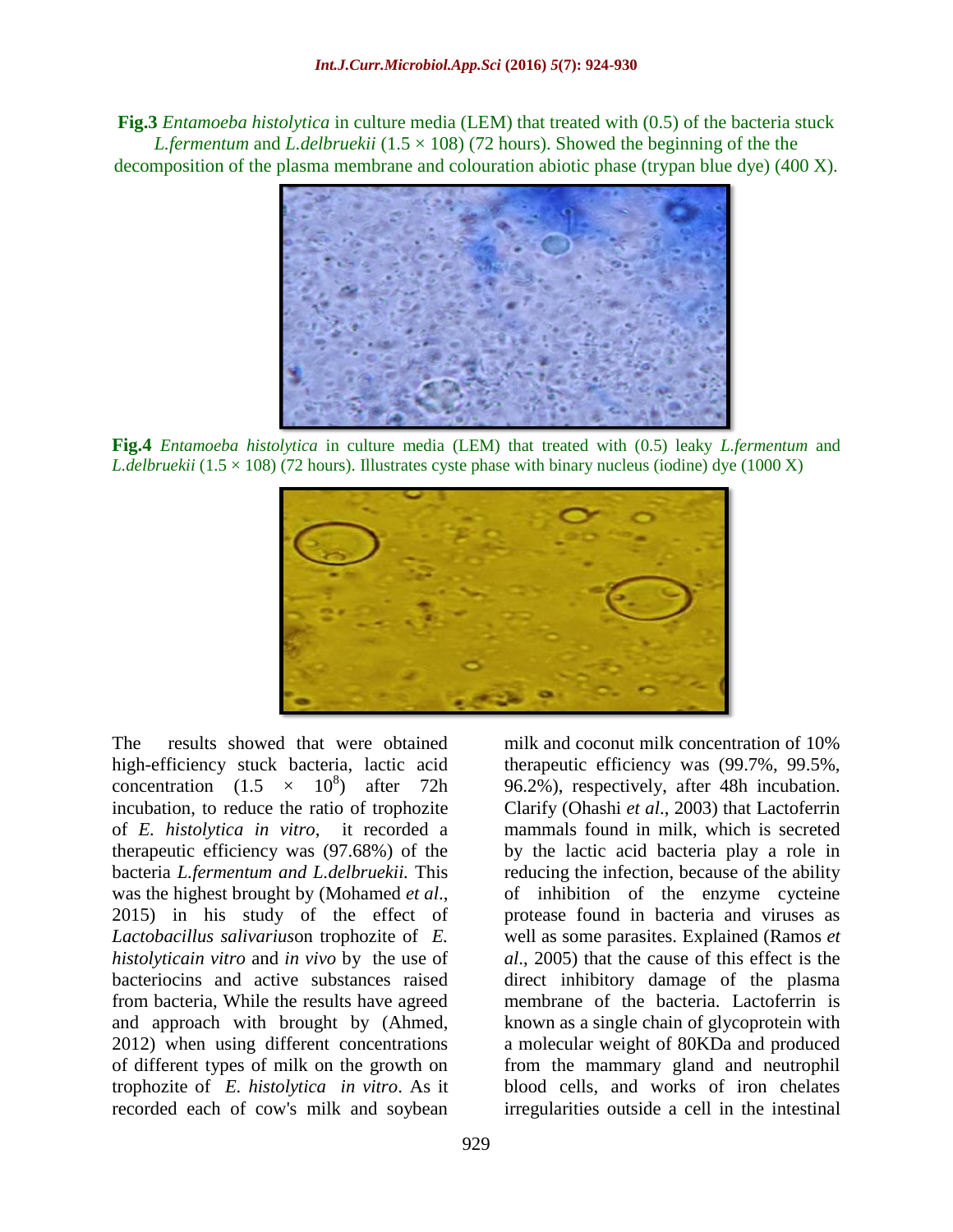**Fig.3** *Entamoeba histolytica* in culture media (LEM) that treated with (0.5) of the bacteria stuck *L.fermentum* and *L.delbruekii* ($1.5 \times 108$) (72 hours). Showed the beginning of the the decomposition of the plasma membrane and colouration abiotic phase (trypan blue dye) (400 X).

**Fig.4** *Entamoeba histolytica* in culture media (LEM) that treated with (0.5) leaky *L.fermentum* and *L.delbruekii* ($1.5 \times 108$) (72 hours). Illustrates cyste phase with binary nucleus (iodine) dye (1000 X)

The results showed that were obtained high-efficiency stuck bacteria, lactic acid concentration ($1.5 \times 10^8$) after 72h incubation, to reduce the ratio of trophozite of *E. histolytica in vitro*, it recorded a therapeutic efficiency was (97.68%) of the bacteria *L.fermentum and L.delbruekii.* This was the highest brought by (Mohamed *et al*., 2015) in his study of the effect of *Lactobacillus salivarius*on trophozite of *E. histolytica*in *vitro* and *in vivo* by the use of bacteriocins and active substances raised from bacteria, While the results have agreed and approach with brought by (Ahmed, 2012) when using different concentrations of different types of milk on the growth on trophozite of *E. histolytica in vitro*. As it recorded each of cow's milk and soybean milk and coconut milk concentration of 10% therapeutic efficiency was (99.7%, 99.5%, 96.2%), respectively, after 48h incubation. Clarify (Ohashi *et al*., 2003) that Lactoferrin mammals found in milk, which is secreted by the lactic acid bacteria play a role in reducing the infection, because of the ability of inhibition of the enzyme cycteine protease found in bacteria and viruses as well as some parasites. Explained (Ramos *et al*., 2005) that the cause of this effect is the direct inhibitory damage of the plasma membrane of the bacteria. Lactoferrin is known as a single chain of glycoprotein with a molecular weight of 80KDa and produced from the mammary gland and neutrophil blood cells, and works of iron chelates irregularities outside a cell in the intestinal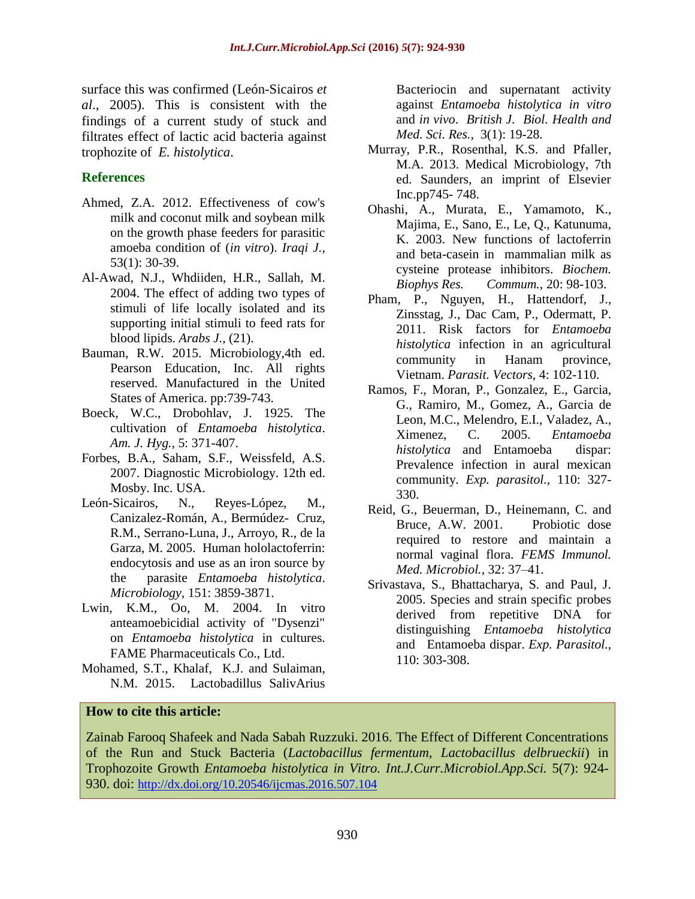surface this was confirmed (León-Sicairos *et al*., 2005). This is consistent with the findings of a current study of stuck and filtrates effect of lactic acid bacteria against trophozite of *E. histolytica*.

## References

Ahmed, Z.A. 2012. Effectiveness of cow's milk and coconut milk and soybean milk on the growth phase feeders for parasitic amoeba condition of (*in vitro*). *Iraqi J.,* 53(1): 30-39.

Al-Awad, N.J., Whdiiden, H.R., Sallah, M. 2004. The effect of adding two types of stimuli of life locally isolated and its supporting initial stimuli to feed rats for blood lipids. *Arabs J.*, (21).

Bauman, R.W. 2015. Microbiology,4th ed. Pearson Education, Inc. All rights reserved. Manufactured in the United States of America. pp:739-743.

Boeck, W.C., Drobohlav, J. 1925. The cultivation of *Entamoeba histolytica*. *Am. J. Hyg.,* 5: 371-407.

Forbes, B.A., Saham, S.F., Weissfeld, A.S. 2007. Diagnostic Microbiology. 12th ed. Mosby. Inc. USA.

León-Sicairos, N., Reyes-López, M., Canizalez-Román, A., Bermúdez- Cruz, R.M., Serrano-Luna, J., Arroyo, R., de la Garza, M. 2005. Human hololactoferrin: endocytosis and use as an iron source by the parasite *Entamoeba histolytica*. *Microbiology*, 151: 3859-3871.

Lwin, K.M., Oo, M. 2004. In vitro anteamoebicidial activity of "Dysenzi" on *Entamoeba histolytica* in cultures. FAME Pharmaceuticals Co., Ltd.

Mohamed, S.T., Khalaf, K.J. and Sulaiman, N.M. 2015. Lactobadillus SalivArius Bacteriocin and supernatant activity against *Entamoeba histolytica in vitro* and *in vivo*. *British J. Biol. Health and Med. Sci. Res.,* 3(1): 19-28.

Murray, P.R., Rosenthal, K.S. and Pfaller, M.A. 2013. Medical Microbiology, 7th ed. Saunders, an imprint of Elsevier Inc.pp745- 748.

Ohashi, A., Murata, E., Yamamoto, K., Majima, E., Sano, E., Le, Q., Katunuma, K. 2003. New functions of lactoferrin and beta-casein in mammalian milk as cysteine protease inhibitors. *Biochem. Biophys Res. Commum.,* 20: 98-103.

Pham, P., Nguyen, H., Hattendorf, J., Zinsstag, J., Dac Cam, P., Odermatt, P. 2011. Risk factors for *Entamoeba histolytica* infection in an agricultural community in Hanam province, Vietnam. *Parasit. Vectors*, 4: 102-110.

Ramos, F., Moran, P., Gonzalez, E., Garcia, G., Ramiro, M., Gomez, A., Garcia de Leon, M.C., Melendro, E.I., Valadez, A., Ximenez, C. 2005. *Entamoeba histolytica* and Entamoeba dispar: Prevalence infection in aural mexican community. *Exp. parasitol.,* 110: 327-330.

Reid, G., Beuerman, D., Heinemann, C. and Bruce, A.W. 2001. Probiotic dose required to restore and maintain a normal vaginal flora. *FEMS Immunol. Med. Microbiol.,* 32: 37–41.

Srivastava, S., Bhattacharya, S. and Paul, J. 2005. Species and strain specific probes derived from repetitive DNA for distinguishing *Entamoeba histolytica* and Entamoeba dispar. *Exp. Parasitol.,* 110: 303-308.

**How to cite this article:**

Zainab Farooq Shafeek and Nada Sabah Ruzzuki. 2016. The Effect of Different Concentrations of the Run and Stuck Bacteria (*Lactobacillus fermentum, Lactobacillus delbrueckii*) in Trophozoite Growth *Entamoeba histolytica in Vitro. Int.J.Curr.Microbiol.App.Sci.* 5(7): 924-930. doi: http://dx.doi.org/10.20546/ijcmas.2016.507.104